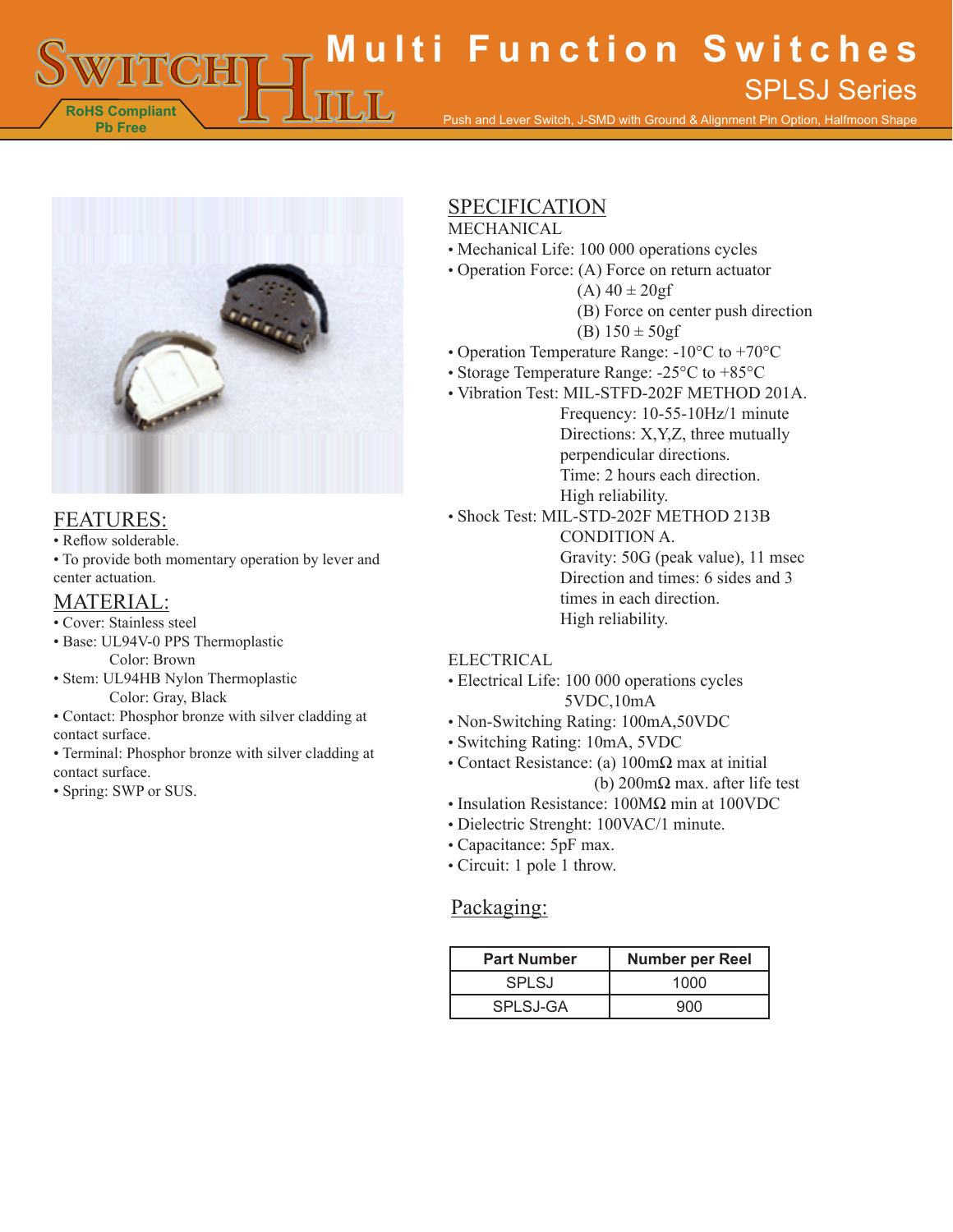# Multi Function Switches

## SPLSJ Series

Push and Lever Switch, J-SMD with Ground & Alignment Pin Option, Halfmoon Shape

RoHS Compliant
Pb Free

## FEATURES:

- Reflow solderable.
- To provide both momentary operation by lever and center actuation.

## MATERIAL:

- Cover: Stainless steel
- Base: UL94V-0 PPS Thermoplastic
  Color: Brown
- Stem: UL94HB Nylon Thermoplastic
  Color: Gray, Black
- Contact: Phosphor bronze with silver cladding at contact surface.
- Terminal: Phosphor bronze with silver cladding at contact surface.
- Spring: SWP or SUS.

## SPECIFICATION

### MECHANICAL

- Mechanical Life: 100 000 operations cycles
- Operation Force: (A) Force on return actuator
  (A) 40 ± 20gf
  (B) Force on center push direction
  (B) 150 ± 50gf
- Operation Temperature Range: -10°C to +70°C
- Storage Temperature Range: -25°C to +85°C
- Vibration Test: MIL-STFD-202F METHOD 201A.
  Frequency: 10-55-10Hz/1 minute
  Directions: X,Y,Z, three mutually perpendicular directions.
  Time: 2 hours each direction.
  High reliability.
- Shock Test: MIL-STD-202F METHOD 213B CONDITION A.
  Gravity: 50G (peak value), 11 msec
  Direction and times: 6 sides and 3 times in each direction.
  High reliability.

### ELECTRICAL

- Electrical Life: 100 000 operations cycles
  5VDC,10mA
- Non-Switching Rating: 100mA,50VDC
- Switching Rating: 10mA, 5VDC
- Contact Resistance: (a) 100mΩ max at initial
  (b) 200mΩ max. after life test
- Insulation Resistance: 100MΩ min at 100VDC
- Dielectric Strenght: 100VAC/1 minute.
- Capacitance: 5pF max.
- Circuit: 1 pole 1 throw.

## Packaging:

| Part Number | Number per Reel |
|---|---|
| SPLSJ | 1000 |
| SPLSJ-GA | 900 |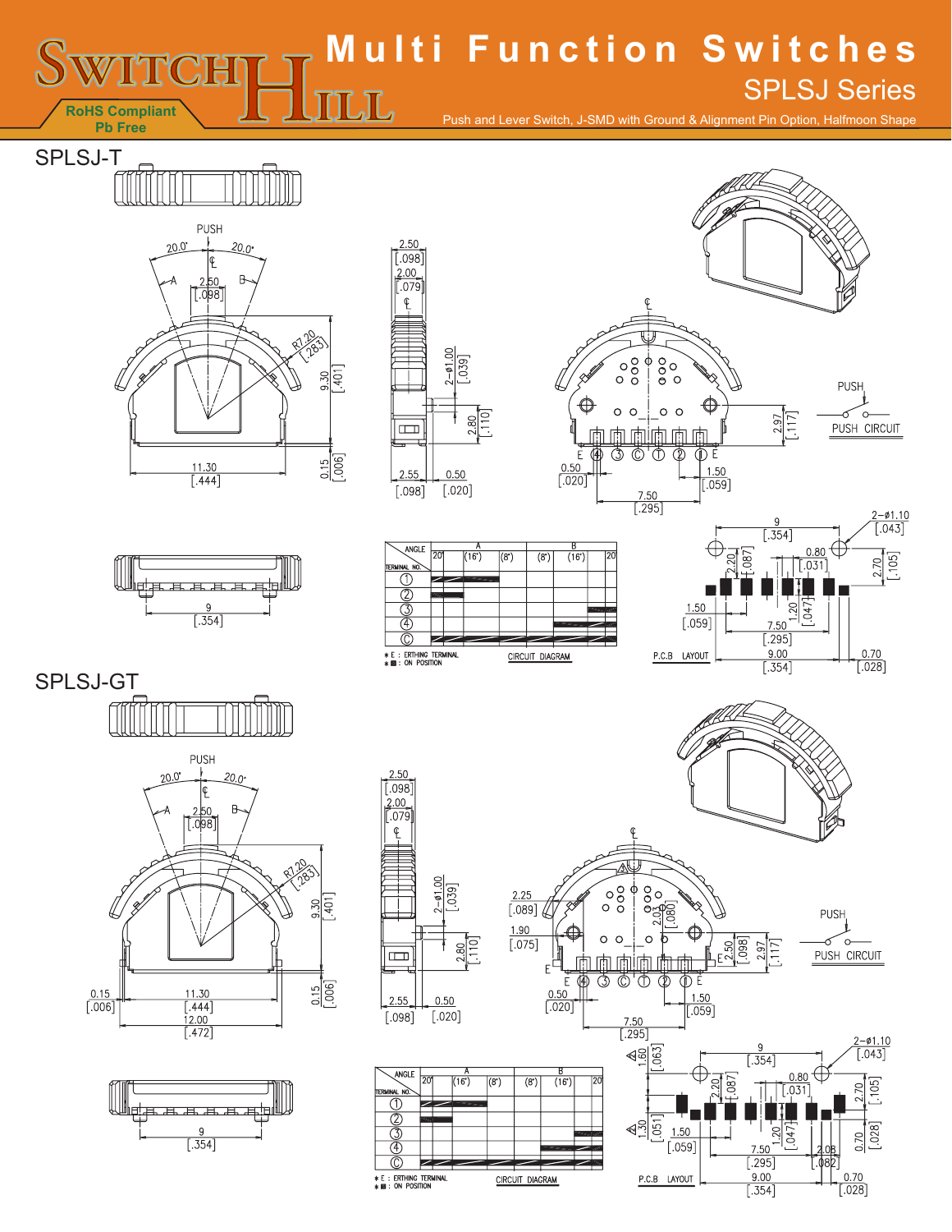# Multi Function Switches

## SPLSJ Series

Push and Lever Switch, J-SMD with Ground & Alignment Pin Option, Halfmoon Shape

RoHS Compliant
Pb Free

## SPLSJ-T

PUSH

20.0° 20.0°

A B

2.50 [.098]

R7.20 [.283]

9.30 [.401]

11.30 [.444]

0.15 [.006]

2.50 [.098]
2.00 [.079]

2-ø1.00 [.039]

2.80 [.110]

2.55 [.098]  0.50 [.020]

E ④ ③ Ⓒ Ⓣ ② ① E

0.50 [.020]
1.50 [.059]
7.50 [.295]
2.97 [.117]

PUSH
PUSH CIRCUIT

9 [.354]

| ANGLE / TERMINAL NO. | A 20° | (16°) | (8°) | B (8°) | (16°) | 20° |
|---|---|---|---|---|---|---|
| ① | ■ | ■ | | | | |
| ② | ■ | | | | | |
| ③ | | | | | | ■ |
| ④ | | | | | ■ | ■ |
| Ⓒ | ■ | ■ | ■ | ■ | ■ | ■ |

* E : ERTHING TERMINAL
* ■ : ON POSITION

CIRCUIT DIAGRAM

9 [.354]
2-ø1.10 [.043]
0.80 [.031]
2.20 [.087]
2.70 [.105]
1.20 [.047]
1.50 [.059]
7.50 [.295]
9.00 [.354]
0.70 [.028]

P.C.B LAYOUT

## SPLSJ-GT

PUSH

20.0° 20.0°

A B

2.50 [.098]

R7.20 [.283]

9.30 [.401]

0.15 [.006]
11.30 [.444]
12.00 [.472]
0.15 [.006]

2.50 [.098]
2.00 [.079]

2-ø1.00 [.039]

2.80 [.110]

2.55 [.098]  0.50 [.020]

2.25 [.089]
1.90 [.075]
2.03 [.080]
2.50 [.098]
2.97 [.117]

E ④ ③ Ⓒ Ⓣ ② ① E

0.50 [.020]
1.50 [.059]
7.50 [.295]

PUSH
PUSH CIRCUIT

9 [.354]

| ANGLE / TERMINAL NO. | A 20° | (16°) | (8°) | B (8°) | (16°) | 20° |
|---|---|---|---|---|---|---|
| ① | ■ | ■ | | | | |
| ② | ■ | | | | | |
| ③ | | | | | | ■ |
| ④ | | | | | ■ | ■ |
| Ⓒ | ■ | ■ | ■ | ■ | ■ | ■ |

* E : ERTHING TERMINAL
* ■ : ON POSITION

CIRCUIT DIAGRAM

1.60 [.063]
1.30 [.051]
9 [.354]
2-ø1.10 [.043]
0.80 [.031]
2.20 [.087]
2.70 [.105]
1.20 [.047]
1.50 [.059]
7.50 [.295]
2.08 [.082]
0.70 [.028]
9.00 [.354]
0.70 [.028]

P.C.B LAYOUT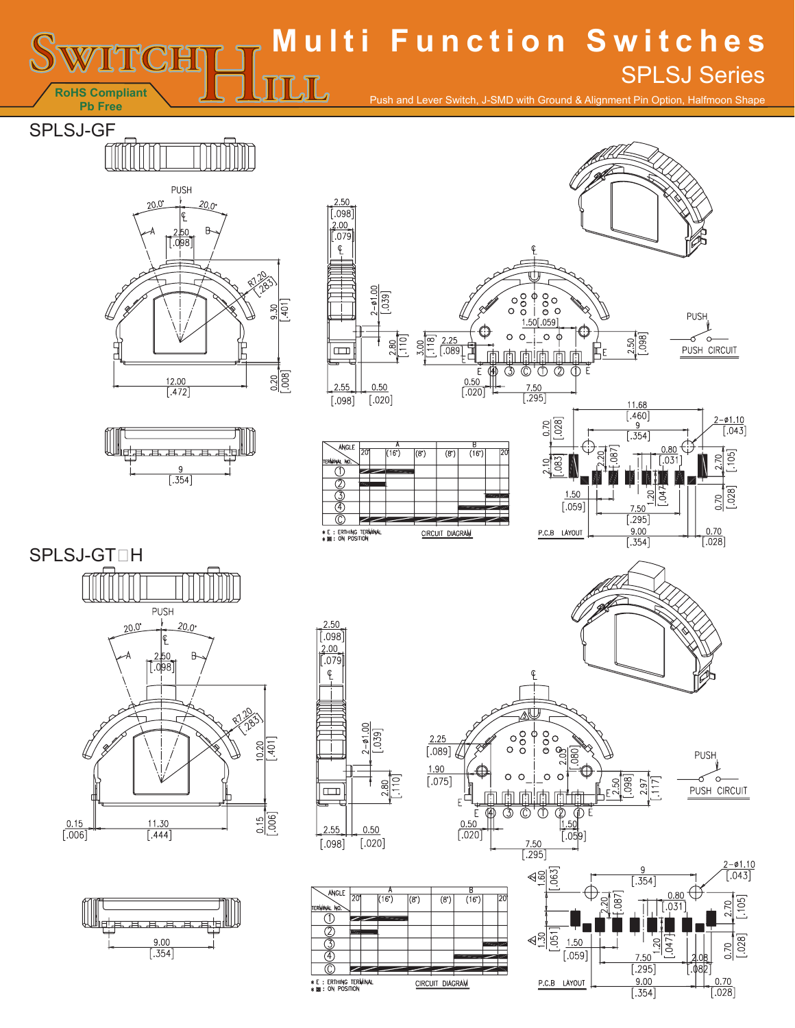# Multi Function Switches

## SPLSJ Series

Push and Lever Switch, J-SMD with Ground & Alignment Pin Option, Halfmoon Shape

RoHS Compliant
Pb Free

## SPLSJ-GF

PUSH

20.0° 20.0°

A B

2.50 [.098]

R7.20 [.283]

9.30 [.401]

12.00 [.472]

0.20 [.008]

2.50 [.098]
2.00 [.079]

2–ø1.00 [.039]

2.80 [.110]

3.00 [.118]

2.55 [.098]
0.50 [.020]

1.50 [.059]

2.25 [.089]

2.50 [.098]

0.50 [.020]

7.50 [.295]

E ④ ③ Ⓒ ① ② ① E

PUSH
PUSH CIRCUIT

9 [.354]

| ANGLE / TERMINAL NO. | A 20° | (16°) | (8°) | B (8°) | (16°) | 20° |
|---|---|---|---|---|---|---|
| ① | ■ | ■ | | | | |
| ② | ■ | | | | | |
| ③ | | | | | | ■ |
| ④ | | | | | ■ | ■ |
| Ⓒ | ■ | ■ | ■ | ■ | ■ | ■ |

* E : ERTHING TERMINAL
* ■ : ON POSITION

CIRCUIT DIAGRAM

11.68 [.460]
9 [.354]
2–ø1.10 [.043]
0.70 [.028]
0.80 [.031]
2.10 [.083]
2.20 [.087]
2.70 [.105]
1.20 [.047]
1.50 [.059]
7.50 [.295]
0.70 [.028]
9.00 [.354]
0.70 [.028]

P.C.B LAYOUT

## SPLSJ-GT□H

PUSH

20.0° 20.0°

A B

2.50 [.098]

R7.20 [.283]

10.20 [.401]

0.15 [.006]
11.30 [.444]
0.15 [.006]

2.50 [.098]
2.00 [.079]

2–ø1.00 [.039]

2.80 [.110]

2.55 [.098]
0.50 [.020]

2.25 [.089]
1.90 [.075]
2.03 [.080]
2.50 [.098]
2.97 [.117]

E ④ ③ Ⓒ ① ② ① E

0.50 [.020]
1.50 [.059]
7.50 [.295]

PUSH
PUSH CIRCUIT

9.00 [.354]

| ANGLE / TERMINAL NO. | A 20° | (16°) | (8°) | B (8°) | (16°) | 20° |
|---|---|---|---|---|---|---|
| ① | ■ | ■ | | | | |
| ② | ■ | | | | | |
| ③ | | | | | | ■ |
| ④ | | | | | ■ | ■ |
| Ⓒ | ■ | ■ | ■ | ■ | ■ | ■ |

* E : ERTHING TERMINAL
* ■ : ON POSITION

CIRCUIT DIAGRAM

9 [.354]
2–ø1.10 [.043]
1.60 [.063]
0.80 [.031]
2.20 [.087]
2.70 [.105]
1.30 [.051]
1.50 [.059]
1.20 [.047]
7.50 [.295]
2.08 [.082]
0.70 [.028]
9.00 [.354]
0.70 [.028]

P.C.B LAYOUT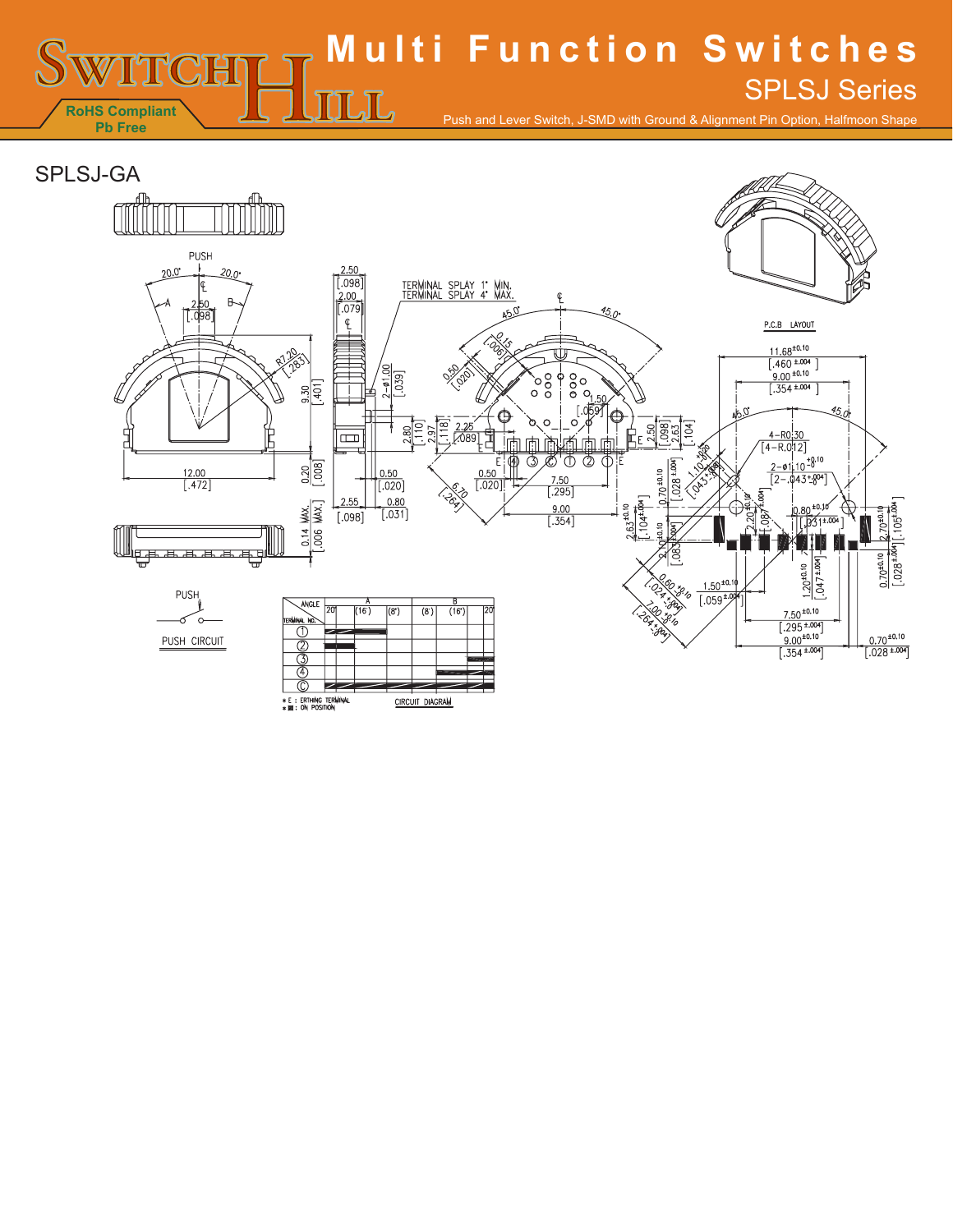# Multi Function Switches

## SPLSJ Series

Push and Lever Switch, J-SMD with Ground & Alignment Pin Option, Halfmoon Shape

RoHS Compliant
Pb Free

## SPLSJ-GA

PUSH

TERMINAL SPLAY 1° MIN.
TERMINAL SPLAY 4° MAX.

P.C.B LAYOUT

PUSH

PUSH CIRCUIT

| ANGLE / TERMINAL NO. | A 20° | (16°) | (8°) | B (8°) | (16°) | 20° |
|---|---|---|---|---|---|---|
| ① | | | | | | |
| ② | | | | | | |
| ③ | | | | | | |
| ④ | | | | | | |
| Ⓒ | | | | | | |

* E : ERTHING TERMINAL
* ■ : ON POSITION

CIRCUIT DIAGRAM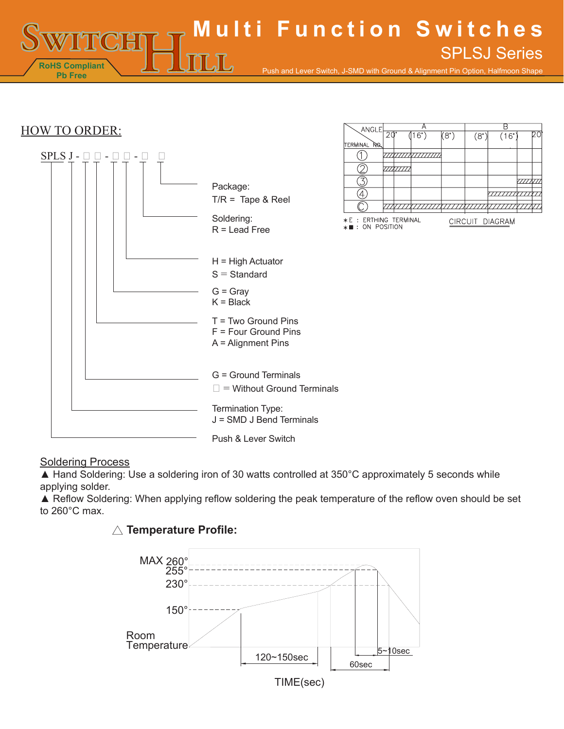# Multi Function Switches

## SPLSJ Series

Push and Lever Switch, J-SMD with Ground & Alignment Pin Option, Halfmoon Shape

RoHS Compliant
Pb Free

## HOW TO ORDER:

SPLS J - □ □ - □ □ - □ □

- Package:
  T/R = Tape & Reel
- Soldering:
  R = Lead Free
- H = High Actuator
  S = Standard
- G = Gray
  K = Black
- T = Two Ground Pins
  F = Four Ground Pins
  A = Alignment Pins
- G = Ground Terminals
  □ = Without Ground Terminals
- Termination Type:
  J = SMD J Bend Terminals
- Push & Lever Switch

| ANGLE / TERMINAL NO. | A: 20° | (16°) | (8°) | B: (8°) | (16°) | 20° |
|---|---|---|---|---|---|---|
| ① | ////// | ////// | | | | |
| ② | ////// | | | | | |
| ③ | | | | | | ////// |
| ④ | | | | | ////// | ////// |
| Ⓒ | ////// | ////// | ////// | ////// | ////// | ////// |

∗E : ERTHING TERMINAL
∗■ : ON POSITION

CIRCUIT DIAGRAM

## Soldering Process

▲ Hand Soldering: Use a soldering iron of 30 watts controlled at 350°C approximately 5 seconds while applying solder.

▲ Reflow Soldering: When applying reflow soldering the peak temperature of the reflow oven should be set to 260°C max.

### △ Temperature Profile:

MAX 260°
255°
230°
150°
Room Temperature
120~150sec
60sec
5~10sec
TIME(sec)